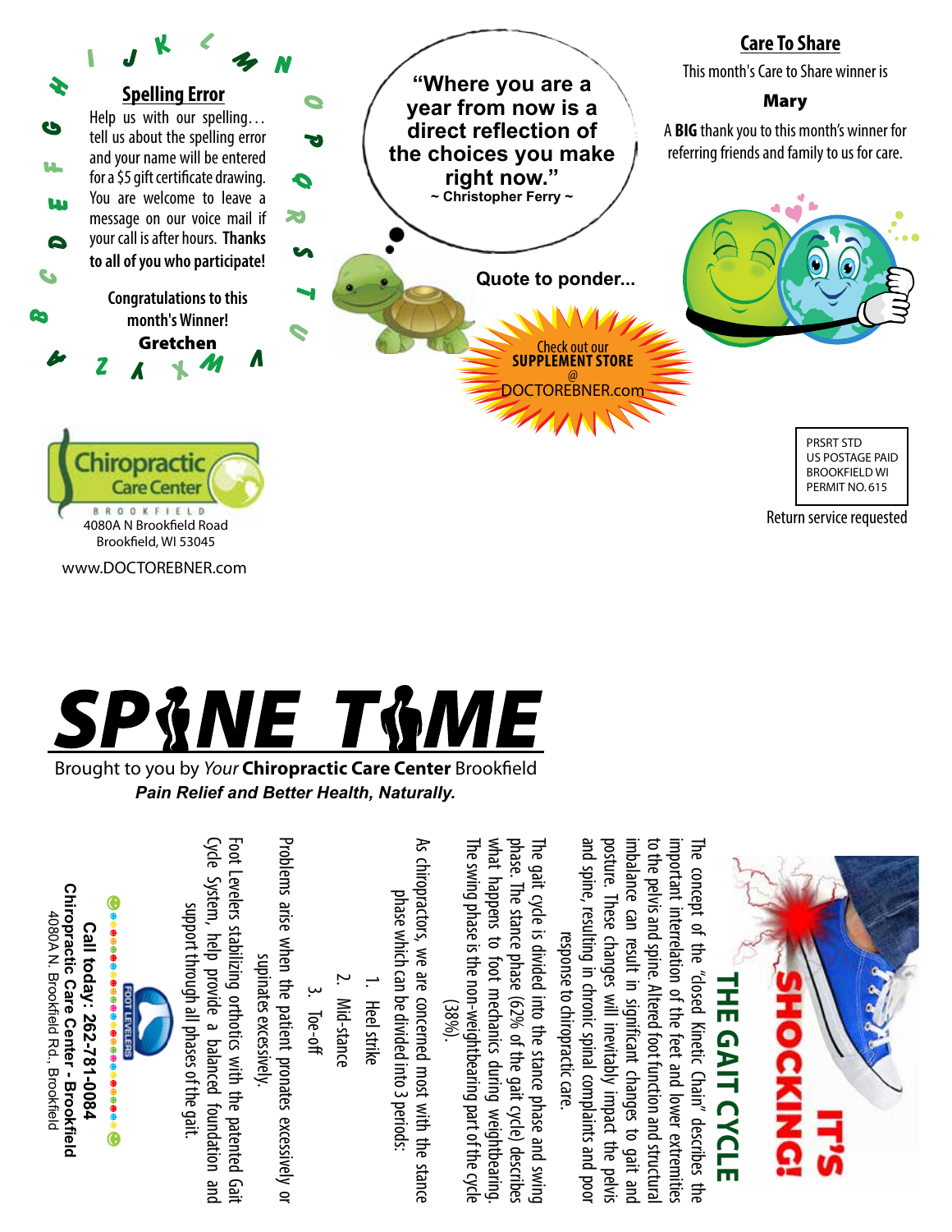## Spelling Error

Help us with our spelling… tell us about the spelling error and your name will be entered for a $5 gift certificate drawing. You are welcome to leave a message on our voice mail if your call is after hours. **Thanks to all of you who participate!**

**Congratulations to this month's Winner!**

**Gretchen**

"Where you are a year from now is a direct reflection of the choices you make right now."
~ Christopher Ferry ~

**Quote to ponder...**

Check out our **SUPPLEMENT STORE** @ DOCTOREBNER.com

## Care To Share

This month's Care to Share winner is

**Mary**

A **BIG** thank you to this month's winner for referring friends and family to us for care.

Chiropractic Care Center
BROOKFIELD
4080A N Brookfield Road
Brookfield, WI 53045

www.DOCTOREBNER.com

PRSRT STD
US POSTAGE PAID
BROOKFIELD WI
PERMIT NO. 615

Return service requested

# SPINE TIME

Brought to you by *Your* **Chiropractic Care Center** Brookfield

***Pain Relief and Better Health, Naturally.***

## IT'S SHOCKING!

## THE GAIT CYCLE

The concept of the "closed Kinetic Chain" describes the important interrelation of the feet and lower extremities to the pelvis and spine. Altered foot function and structural imbalance can result in significant changes to gait and posture. These changes will inevitably impact the pelvis and spine, resulting in chronic spinal complaints and poor response to chiropractic care.

The gait cycle is divided into the stance phase and swing phase. The stance phase (62% of the gait cycle) describes what happens to foot mechanics during weightbearing. The swing phase is the non-weightbearing part of the cycle (38%).

As chiropractors, we are concerned most with the stance phase which can be divided into 3 periods:

1. Heel strike
2. Mid-stance
3. Toe-off

Problems arise when the patient pronates excessively or supinates excessively.

Foot Levelers stabilizing orthotics with the patented Gait Cycle System, help provide a balanced foundation and support through all phases of the gait.

FOOT LEVELERS

**Call today: 262-781-0084**

**Chiropractic Care Center - Brookfield**

4080A N. Brookfield Rd., Brookfield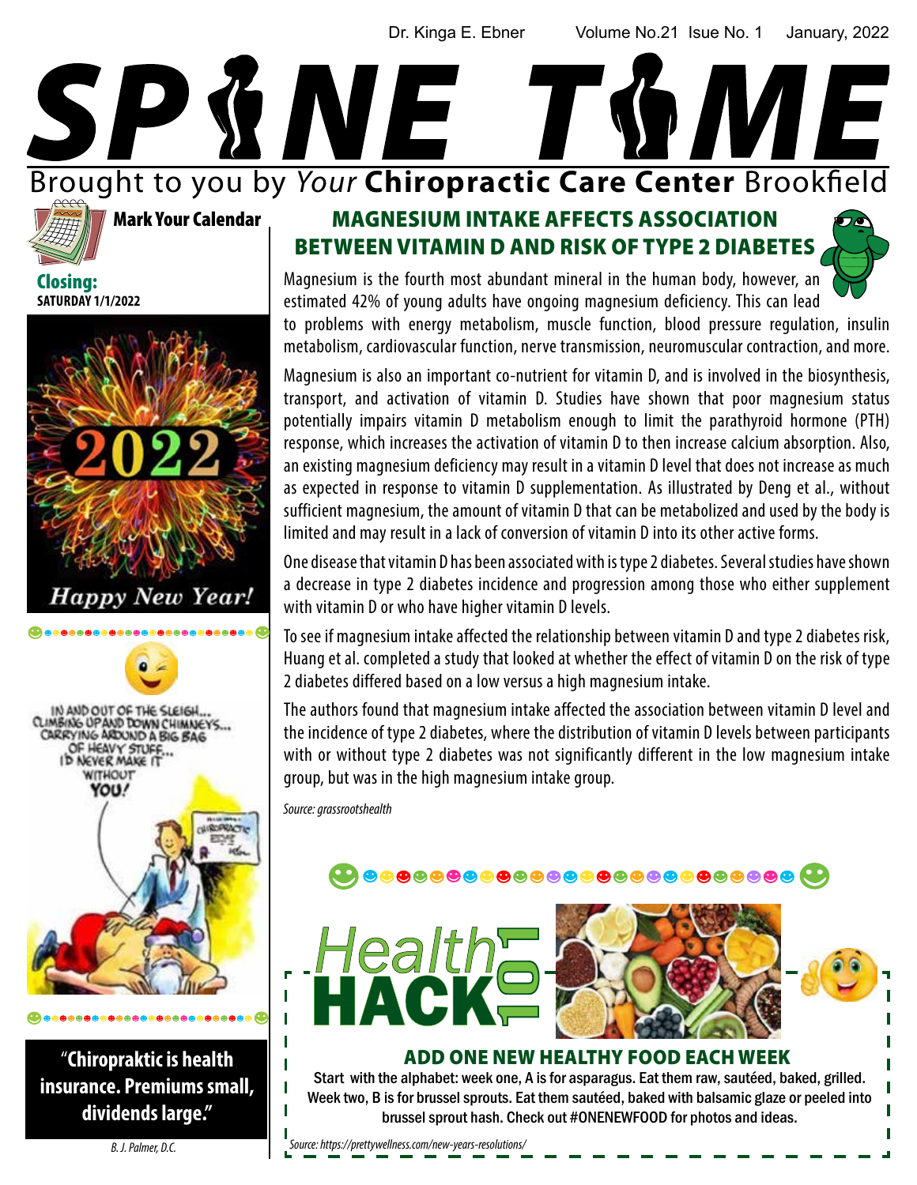Dr. Kinga E. Ebner Volume No.21 Isue No. 1 January, 2022

# SPINE TIME

Brought to you by *Your* **Chiropractic Care Center** Brookfield

## Mark Your Calendar

**Closing:**
**SATURDAY 1/1/2022**

2022

*Happy New Year!*

IN AND OUT OF THE SLEIGH... CLIMBING UP AND DOWN CHIMNEYS... CARRYING AROUND A BIG BAG OF HEAVY STUFF... I'D NEVER MAKE IT WITHOUT **YOU!**

**"Chiropraktic is health insurance. Premiums small, dividends large."**

*B. J. Palmer, D.C.*

## MAGNESIUM INTAKE AFFECTS ASSOCIATION BETWEEN VITAMIN D AND RISK OF TYPE 2 DIABETES

Magnesium is the fourth most abundant mineral in the human body, however, an estimated 42% of young adults have ongoing magnesium deficiency. This can lead to problems with energy metabolism, muscle function, blood pressure regulation, insulin metabolism, cardiovascular function, nerve transmission, neuromuscular contraction, and more.

Magnesium is also an important co-nutrient for vitamin D, and is involved in the biosynthesis, transport, and activation of vitamin D. Studies have shown that poor magnesium status potentially impairs vitamin D metabolism enough to limit the parathyroid hormone (PTH) response, which increases the activation of vitamin D to then increase calcium absorption. Also, an existing magnesium deficiency may result in a vitamin D level that does not increase as much as expected in response to vitamin D supplementation. As illustrated by Deng et al., without sufficient magnesium, the amount of vitamin D that can be metabolized and used by the body is limited and may result in a lack of conversion of vitamin D into its other active forms.

One disease that vitamin D has been associated with is type 2 diabetes. Several studies have shown a decrease in type 2 diabetes incidence and progression among those who either supplement with vitamin D or who have higher vitamin D levels.

To see if magnesium intake affected the relationship between vitamin D and type 2 diabetes risk, Huang et al. completed a study that looked at whether the effect of vitamin D on the risk of type 2 diabetes differed based on a low versus a high magnesium intake.

The authors found that magnesium intake affected the association between vitamin D level and the incidence of type 2 diabetes, where the distribution of vitamin D levels between participants with or without type 2 diabetes was not significantly different in the low magnesium intake group, but was in the high magnesium intake group.

*Source: grassrootshealth*

## Health HACK 101

### ADD ONE NEW HEALTHY FOOD EACH WEEK

Start with the alphabet: week one, A is for asparagus. Eat them raw, sautéed, baked, grilled. Week two, B is for brussel sprouts. Eat them sautéed, baked with balsamic glaze or peeled into brussel sprout hash. Check out #ONENEWFOOD for photos and ideas.

*Source: https://prettywellness.com/new-years-resolutions/*